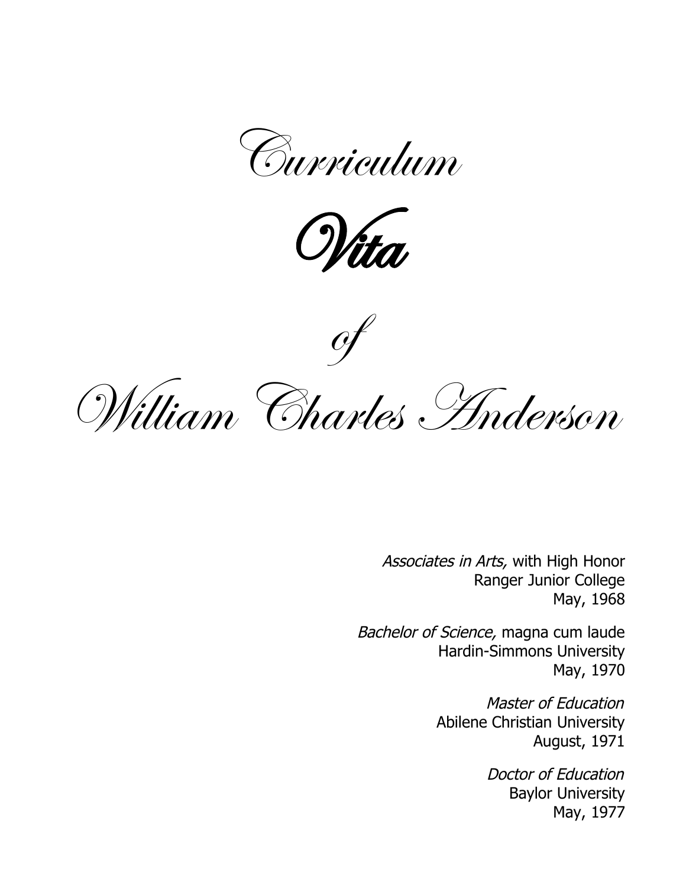# Curriculum

# *Vita*

# of

# William Charles Anderson

*Associates in Arts,* with High Honor
Ranger Junior College
May, 1968

*Bachelor of Science,* magna cum laude
Hardin-Simmons University
May, 1970

*Master of Education*
Abilene Christian University
August, 1971

*Doctor of Education*
Baylor University
May, 1977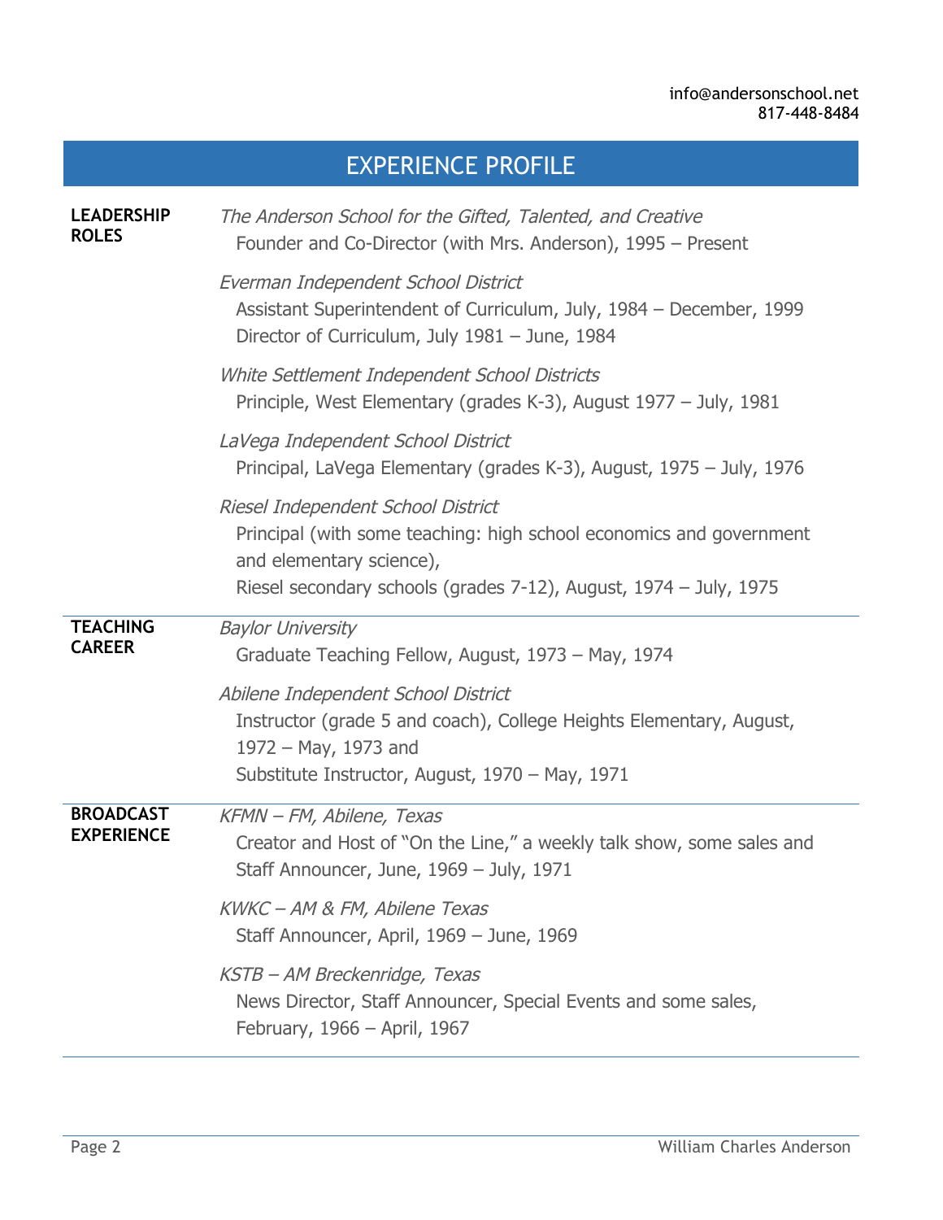info@andersonschool.net
817-448-8484

# EXPERIENCE PROFILE

## LEADERSHIP ROLES

*The Anderson School for the Gifted, Talented, and Creative*
Founder and Co-Director (with Mrs. Anderson), 1995 – Present

*Everman Independent School District*
Assistant Superintendent of Curriculum, July, 1984 – December, 1999
Director of Curriculum, July 1981 – June, 1984

*White Settlement Independent School Districts*
Principle, West Elementary (grades K-3), August 1977 – July, 1981

*LaVega Independent School District*
Principal, LaVega Elementary (grades K-3), August, 1975 – July, 1976

*Riesel Independent School District*
Principal (with some teaching: high school economics and government and elementary science),
Riesel secondary schools (grades 7-12), August, 1974 – July, 1975

## TEACHING CAREER

*Baylor University*
Graduate Teaching Fellow, August, 1973 – May, 1974

*Abilene Independent School District*
Instructor (grade 5 and coach), College Heights Elementary, August, 1972 – May, 1973 and
Substitute Instructor, August, 1970 – May, 1971

## BROADCAST EXPERIENCE

*KFMN – FM, Abilene, Texas*
Creator and Host of "On the Line," a weekly talk show, some sales and Staff Announcer, June, 1969 – July, 1971

*KWKC – AM & FM, Abilene Texas*
Staff Announcer, April, 1969 – June, 1969

*KSTB – AM Breckenridge, Texas*
News Director, Staff Announcer, Special Events and some sales, February, 1966 – April, 1967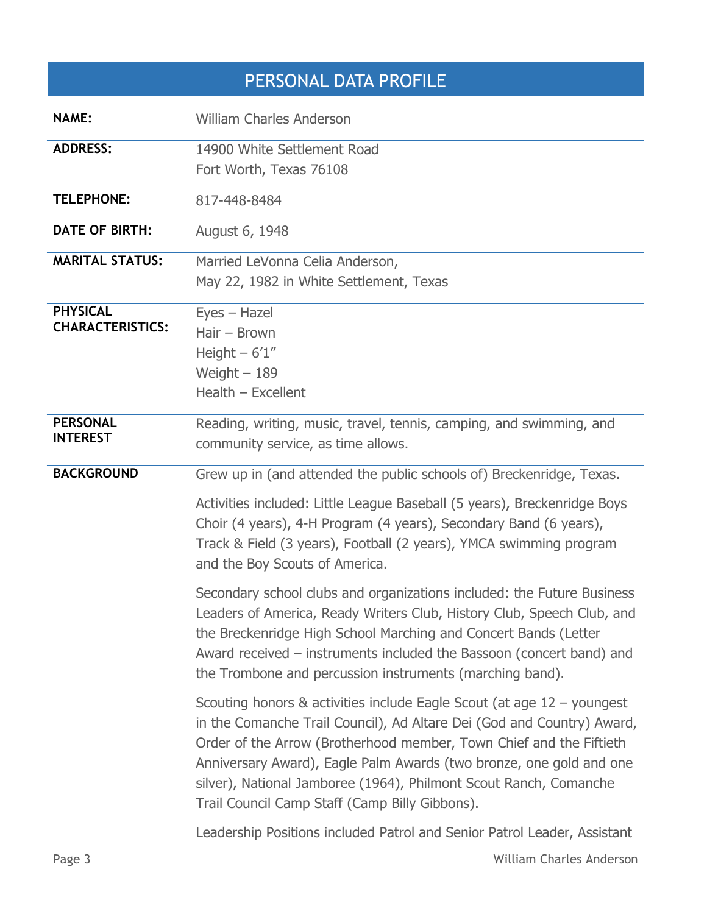# PERSONAL DATA PROFILE

| | |
|---|---|
| **NAME:** | William Charles Anderson |
| **ADDRESS:** | 14900 White Settlement Road<br>Fort Worth, Texas 76108 |
| **TELEPHONE:** | 817-448-8484 |
| **DATE OF BIRTH:** | August 6, 1948 |
| **MARITAL STATUS:** | Married LeVonna Celia Anderson,<br>May 22, 1982 in White Settlement, Texas |
| **PHYSICAL CHARACTERISTICS:** | Eyes – Hazel<br>Hair – Brown<br>Height – 6'1"<br>Weight – 189<br>Health – Excellent |
| **PERSONAL INTEREST** | Reading, writing, music, travel, tennis, camping, and swimming, and community service, as time allows. |

**BACKGROUND**

Grew up in (and attended the public schools of) Breckenridge, Texas.

Activities included: Little League Baseball (5 years), Breckenridge Boys Choir (4 years), 4-H Program (4 years), Secondary Band (6 years), Track & Field (3 years), Football (2 years), YMCA swimming program and the Boy Scouts of America.

Secondary school clubs and organizations included: the Future Business Leaders of America, Ready Writers Club, History Club, Speech Club, and the Breckenridge High School Marching and Concert Bands (Letter Award received – instruments included the Bassoon (concert band) and the Trombone and percussion instruments (marching band).

Scouting honors & activities include Eagle Scout (at age 12 – youngest in the Comanche Trail Council), Ad Altare Dei (God and Country) Award, Order of the Arrow (Brotherhood member, Town Chief and the Fiftieth Anniversary Award), Eagle Palm Awards (two bronze, one gold and one silver), National Jamboree (1964), Philmont Scout Ranch, Comanche Trail Council Camp Staff (Camp Billy Gibbons).

Leadership Positions included Patrol and Senior Patrol Leader, Assistant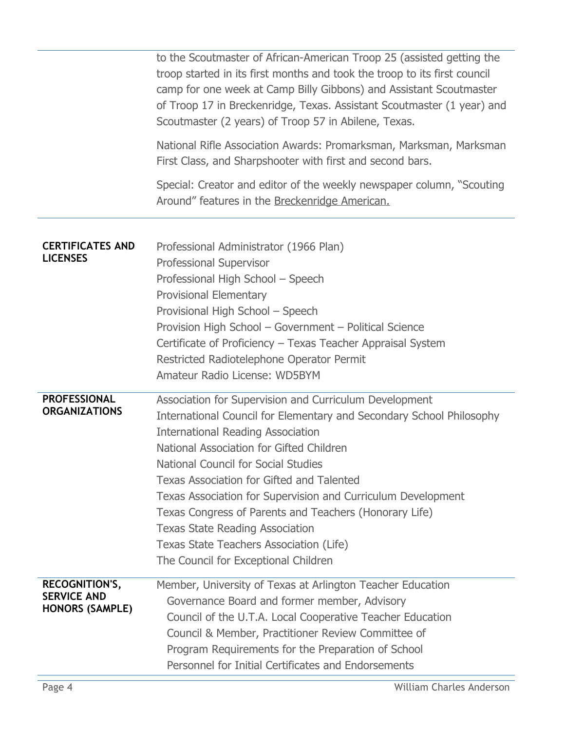to the Scoutmaster of African-American Troop 25 (assisted getting the troop started in its first months and took the troop to its first council camp for one week at Camp Billy Gibbons) and Assistant Scoutmaster of Troop 17 in Breckenridge, Texas. Assistant Scoutmaster (1 year) and Scoutmaster (2 years) of Troop 57 in Abilene, Texas.

National Rifle Association Awards: Promarksman, Marksman, Marksman First Class, and Sharpshooter with first and second bars.

Special: Creator and editor of the weekly newspaper column, "Scouting Around" features in the Breckenridge American.

## CERTIFICATES AND LICENSES

Professional Administrator (1966 Plan)
Professional Supervisor
Professional High School – Speech
Provisional Elementary
Provisional High School – Speech
Provision High School – Government – Political Science
Certificate of Proficiency – Texas Teacher Appraisal System
Restricted Radiotelephone Operator Permit
Amateur Radio License: WD5BYM

## PROFESSIONAL ORGANIZATIONS

Association for Supervision and Curriculum Development
International Council for Elementary and Secondary School Philosophy
International Reading Association
National Association for Gifted Children
National Council for Social Studies
Texas Association for Gifted and Talented
Texas Association for Supervision and Curriculum Development
Texas Congress of Parents and Teachers (Honorary Life)
Texas State Reading Association
Texas State Teachers Association (Life)
The Council for Exceptional Children

## RECOGNITION'S, SERVICE AND HONORS (SAMPLE)

Member, University of Texas at Arlington Teacher Education Governance Board and former member, Advisory Council of the U.T.A. Local Cooperative Teacher Education Council & Member, Practitioner Review Committee of Program Requirements for the Preparation of School Personnel for Initial Certificates and Endorsements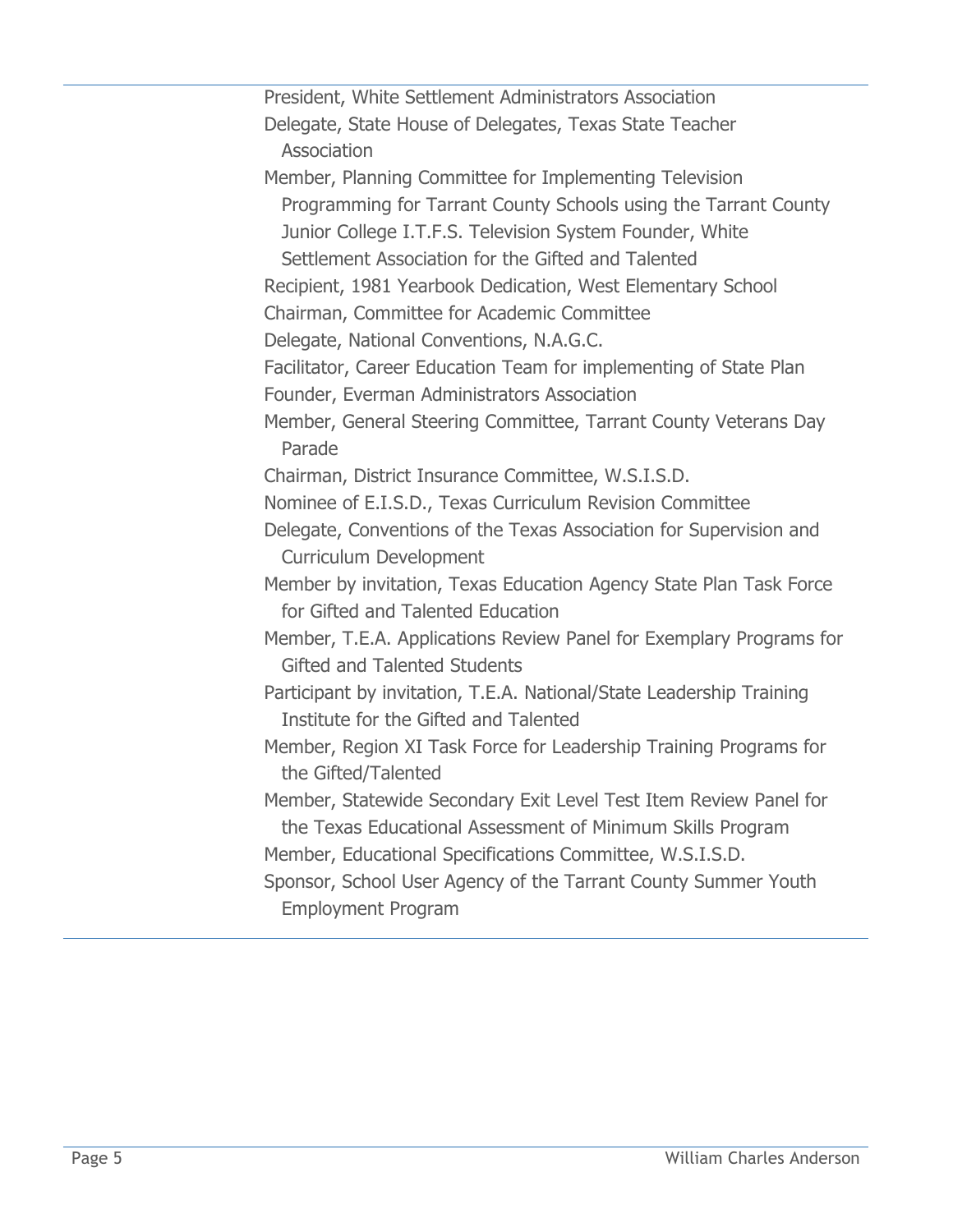President, White Settlement Administrators Association

Delegate, State House of Delegates, Texas State Teacher Association

Member, Planning Committee for Implementing Television Programming for Tarrant County Schools using the Tarrant County Junior College I.T.F.S. Television System Founder, White Settlement Association for the Gifted and Talented

Recipient, 1981 Yearbook Dedication, West Elementary School

Chairman, Committee for Academic Committee

Delegate, National Conventions, N.A.G.C.

Facilitator, Career Education Team for implementing of State Plan

Founder, Everman Administrators Association

Member, General Steering Committee, Tarrant County Veterans Day Parade

Chairman, District Insurance Committee, W.S.I.S.D.

Nominee of E.I.S.D., Texas Curriculum Revision Committee

Delegate, Conventions of the Texas Association for Supervision and Curriculum Development

Member by invitation, Texas Education Agency State Plan Task Force for Gifted and Talented Education

Member, T.E.A. Applications Review Panel for Exemplary Programs for Gifted and Talented Students

Participant by invitation, T.E.A. National/State Leadership Training Institute for the Gifted and Talented

Member, Region XI Task Force for Leadership Training Programs for the Gifted/Talented

Member, Statewide Secondary Exit Level Test Item Review Panel for the Texas Educational Assessment of Minimum Skills Program

Member, Educational Specifications Committee, W.S.I.S.D.

Sponsor, School User Agency of the Tarrant County Summer Youth Employment Program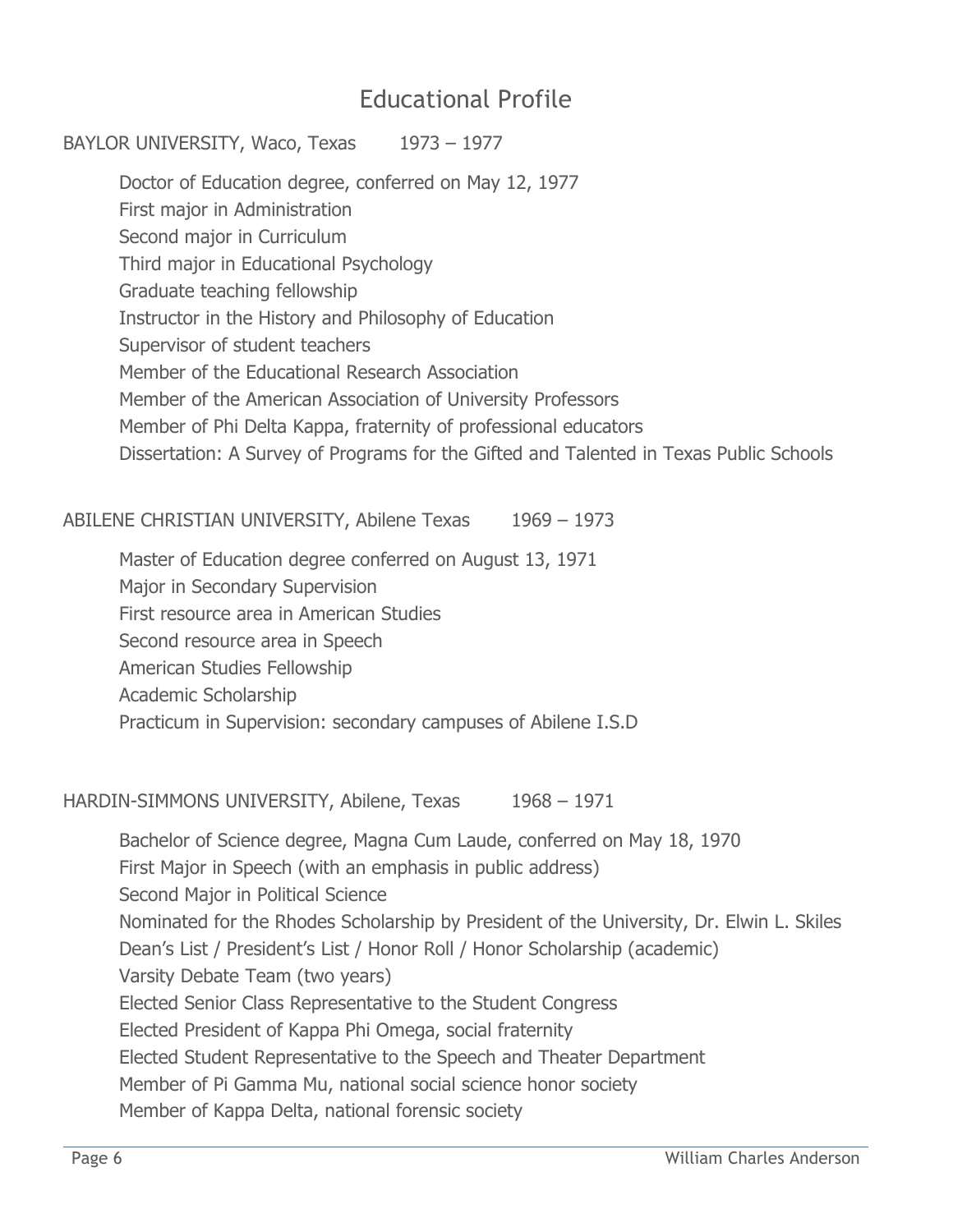# Educational Profile

BAYLOR UNIVERSITY, Waco, Texas 1973 – 1977

Doctor of Education degree, conferred on May 12, 1977
First major in Administration
Second major in Curriculum
Third major in Educational Psychology
Graduate teaching fellowship
Instructor in the History and Philosophy of Education
Supervisor of student teachers
Member of the Educational Research Association
Member of the American Association of University Professors
Member of Phi Delta Kappa, fraternity of professional educators
Dissertation: A Survey of Programs for the Gifted and Talented in Texas Public Schools

ABILENE CHRISTIAN UNIVERSITY, Abilene Texas 1969 – 1973

Master of Education degree conferred on August 13, 1971
Major in Secondary Supervision
First resource area in American Studies
Second resource area in Speech
American Studies Fellowship
Academic Scholarship
Practicum in Supervision: secondary campuses of Abilene I.S.D

HARDIN-SIMMONS UNIVERSITY, Abilene, Texas 1968 – 1971

Bachelor of Science degree, Magna Cum Laude, conferred on May 18, 1970
First Major in Speech (with an emphasis in public address)
Second Major in Political Science
Nominated for the Rhodes Scholarship by President of the University, Dr. Elwin L. Skiles
Dean's List / President's List / Honor Roll / Honor Scholarship (academic)
Varsity Debate Team (two years)
Elected Senior Class Representative to the Student Congress
Elected President of Kappa Phi Omega, social fraternity
Elected Student Representative to the Speech and Theater Department
Member of Pi Gamma Mu, national social science honor society
Member of Kappa Delta, national forensic society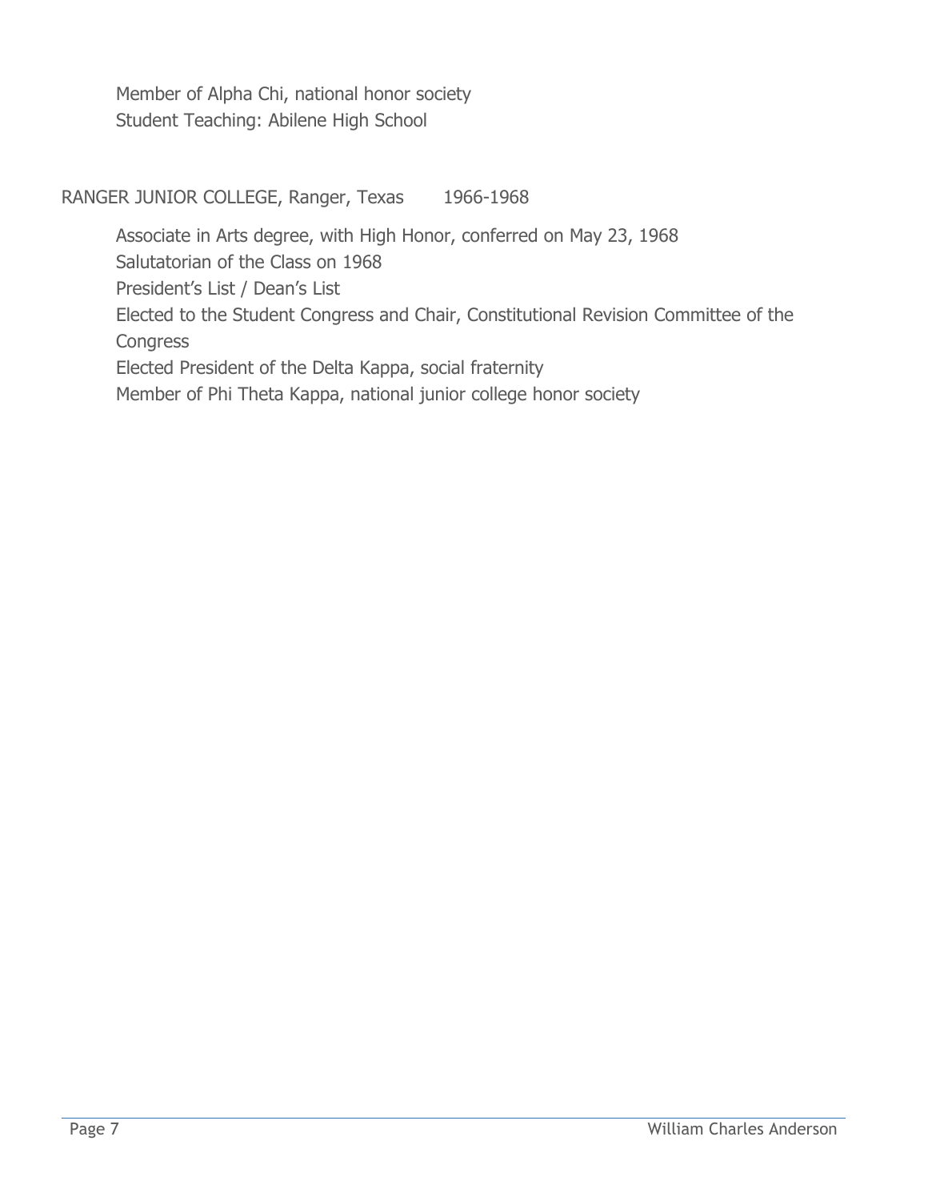Member of Alpha Chi, national honor society
Student Teaching: Abilene High School

RANGER JUNIOR COLLEGE, Ranger, Texas 1966-1968

Associate in Arts degree, with High Honor, conferred on May 23, 1968
Salutatorian of the Class on 1968
President's List / Dean's List
Elected to the Student Congress and Chair, Constitutional Revision Committee of the Congress
Elected President of the Delta Kappa, social fraternity
Member of Phi Theta Kappa, national junior college honor society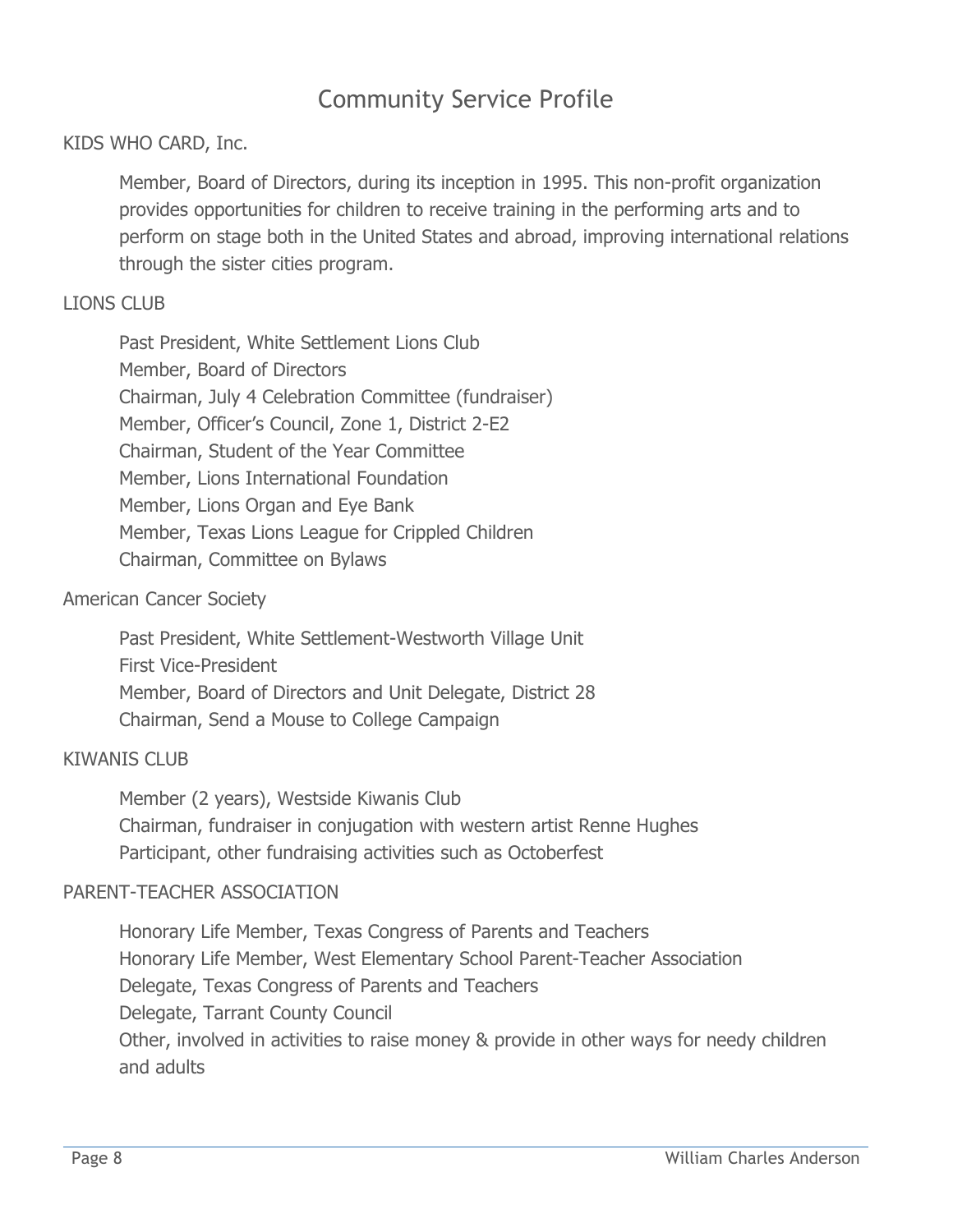# Community Service Profile

KIDS WHO CARD, Inc.

Member, Board of Directors, during its inception in 1995. This non-profit organization provides opportunities for children to receive training in the performing arts and to perform on stage both in the United States and abroad, improving international relations through the sister cities program.

LIONS CLUB

Past President, White Settlement Lions Club
Member, Board of Directors
Chairman, July 4 Celebration Committee (fundraiser)
Member, Officer's Council, Zone 1, District 2-E2
Chairman, Student of the Year Committee
Member, Lions International Foundation
Member, Lions Organ and Eye Bank
Member, Texas Lions League for Crippled Children
Chairman, Committee on Bylaws

American Cancer Society

Past President, White Settlement-Westworth Village Unit
First Vice-President
Member, Board of Directors and Unit Delegate, District 28
Chairman, Send a Mouse to College Campaign

KIWANIS CLUB

Member (2 years), Westside Kiwanis Club
Chairman, fundraiser in conjugation with western artist Renne Hughes
Participant, other fundraising activities such as Octoberfest

PARENT-TEACHER ASSOCIATION

Honorary Life Member, Texas Congress of Parents and Teachers
Honorary Life Member, West Elementary School Parent-Teacher Association
Delegate, Texas Congress of Parents and Teachers
Delegate, Tarrant County Council
Other, involved in activities to raise money & provide in other ways for needy children and adults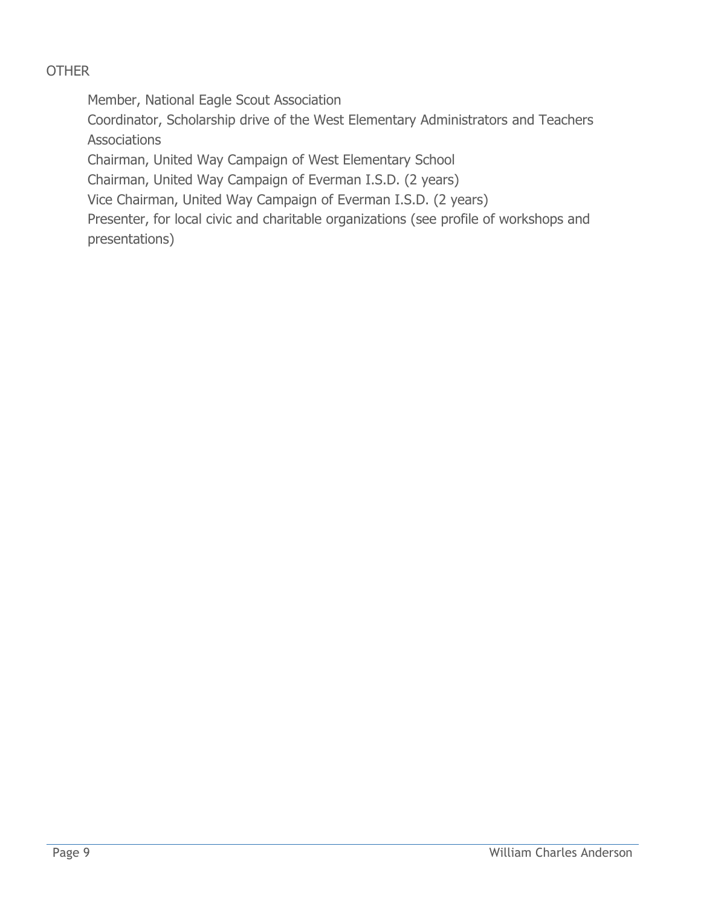## OTHER

Member, National Eagle Scout Association

Coordinator, Scholarship drive of the West Elementary Administrators and Teachers Associations

Chairman, United Way Campaign of West Elementary School

Chairman, United Way Campaign of Everman I.S.D. (2 years)

Vice Chairman, United Way Campaign of Everman I.S.D. (2 years)

Presenter, for local civic and charitable organizations (see profile of workshops and presentations)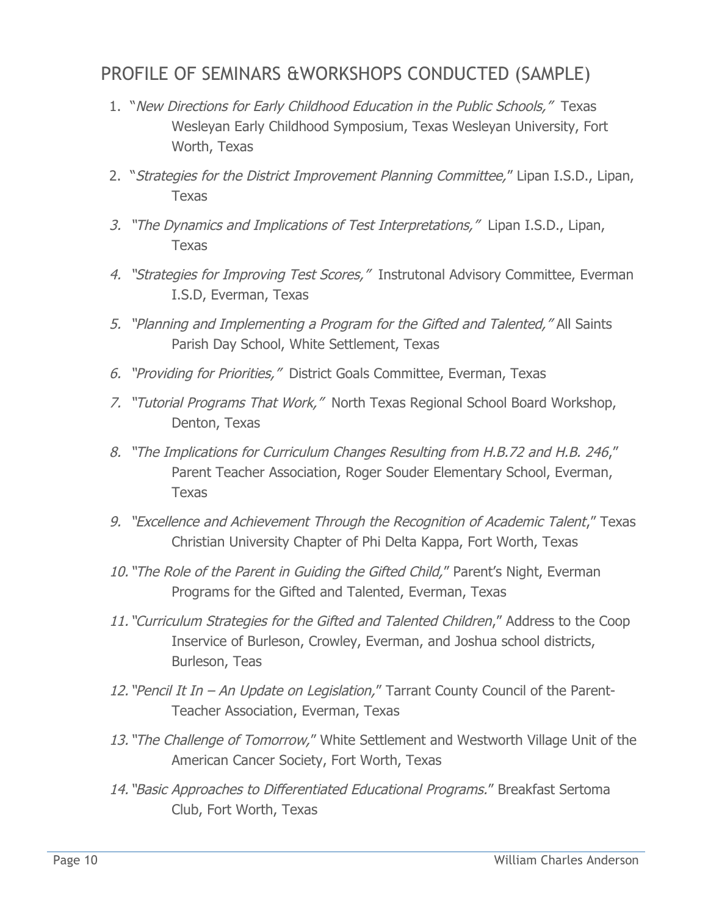## PROFILE OF SEMINARS &WORKSHOPS CONDUCTED (SAMPLE)

1. "*New Directions for Early Childhood Education in the Public Schools,"* Texas Wesleyan Early Childhood Symposium, Texas Wesleyan University, Fort Worth, Texas
2. "*Strategies for the District Improvement Planning Committee,*" Lipan I.S.D., Lipan, Texas
3. *"The Dynamics and Implications of Test Interpretations,"* Lipan I.S.D., Lipan, Texas
4. *"Strategies for Improving Test Scores,"* Instrutonal Advisory Committee, Everman I.S.D, Everman, Texas
5. *"Planning and Implementing a Program for the Gifted and Talented,"* All Saints Parish Day School, White Settlement, Texas
6. *"Providing for Priorities,"* District Goals Committee, Everman, Texas
7. *"Tutorial Programs That Work,"* North Texas Regional School Board Workshop, Denton, Texas
8. *"The Implications for Curriculum Changes Resulting from H.B.72 and H.B. 246*," Parent Teacher Association, Roger Souder Elementary School, Everman, Texas
9. *"Excellence and Achievement Through the Recognition of Academic Talent*," Texas Christian University Chapter of Phi Delta Kappa, Fort Worth, Texas
10. *"The Role of the Parent in Guiding the Gifted Child,*" Parent's Night, Everman Programs for the Gifted and Talented, Everman, Texas
11. *"Curriculum Strategies for the Gifted and Talented Children*," Address to the Coop Inservice of Burleson, Crowley, Everman, and Joshua school districts, Burleson, Teas
12. *"Pencil It In – An Update on Legislation,*" Tarrant County Council of the Parent-Teacher Association, Everman, Texas
13. *"The Challenge of Tomorrow,*" White Settlement and Westworth Village Unit of the American Cancer Society, Fort Worth, Texas
14. *"Basic Approaches to Differentiated Educational Programs.*" Breakfast Sertoma Club, Fort Worth, Texas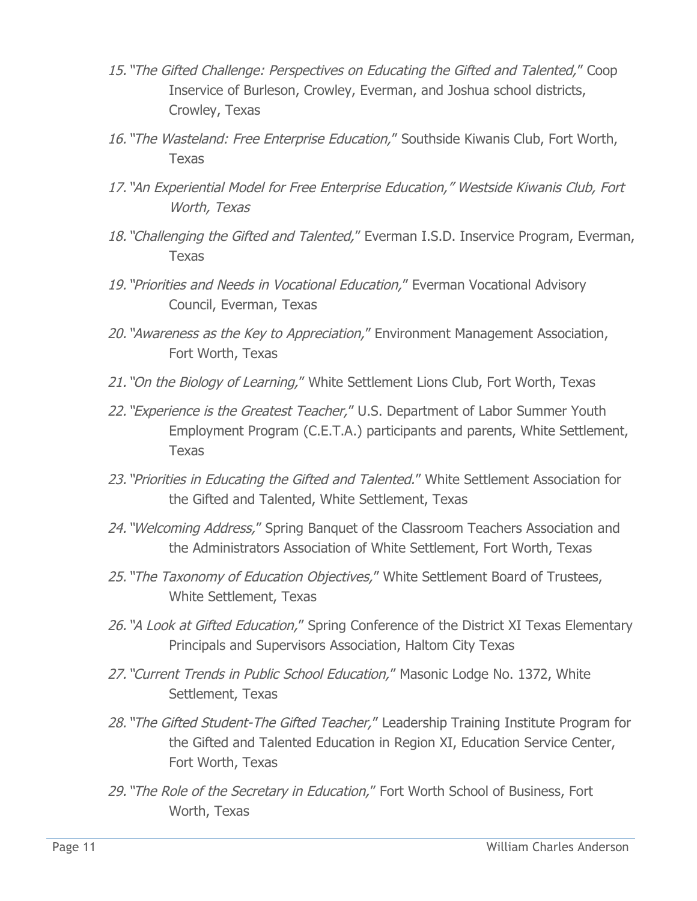15. "*The Gifted Challenge: Perspectives on Educating the Gifted and Talented,*" Coop Inservice of Burleson, Crowley, Everman, and Joshua school districts, Crowley, Texas
16. "*The Wasteland: Free Enterprise Education,*" Southside Kiwanis Club, Fort Worth, Texas
17. *"An Experiential Model for Free Enterprise Education," Westside Kiwanis Club, Fort Worth, Texas*
18. "*Challenging the Gifted and Talented,*" Everman I.S.D. Inservice Program, Everman, Texas
19. "*Priorities and Needs in Vocational Education,*" Everman Vocational Advisory Council, Everman, Texas
20. "*Awareness as the Key to Appreciation,*" Environment Management Association, Fort Worth, Texas
21. "*On the Biology of Learning,*" White Settlement Lions Club, Fort Worth, Texas
22. "*Experience is the Greatest Teacher,*" U.S. Department of Labor Summer Youth Employment Program (C.E.T.A.) participants and parents, White Settlement, Texas
23. "*Priorities in Educating the Gifted and Talented.*" White Settlement Association for the Gifted and Talented, White Settlement, Texas
24. "*Welcoming Address,*" Spring Banquet of the Classroom Teachers Association and the Administrators Association of White Settlement, Fort Worth, Texas
25. "*The Taxonomy of Education Objectives,*" White Settlement Board of Trustees, White Settlement, Texas
26. "*A Look at Gifted Education,*" Spring Conference of the District XI Texas Elementary Principals and Supervisors Association, Haltom City Texas
27. "*Current Trends in Public School Education,*" Masonic Lodge No. 1372, White Settlement, Texas
28. "*The Gifted Student-The Gifted Teacher,*" Leadership Training Institute Program for the Gifted and Talented Education in Region XI, Education Service Center, Fort Worth, Texas
29. "*The Role of the Secretary in Education,*" Fort Worth School of Business, Fort Worth, Texas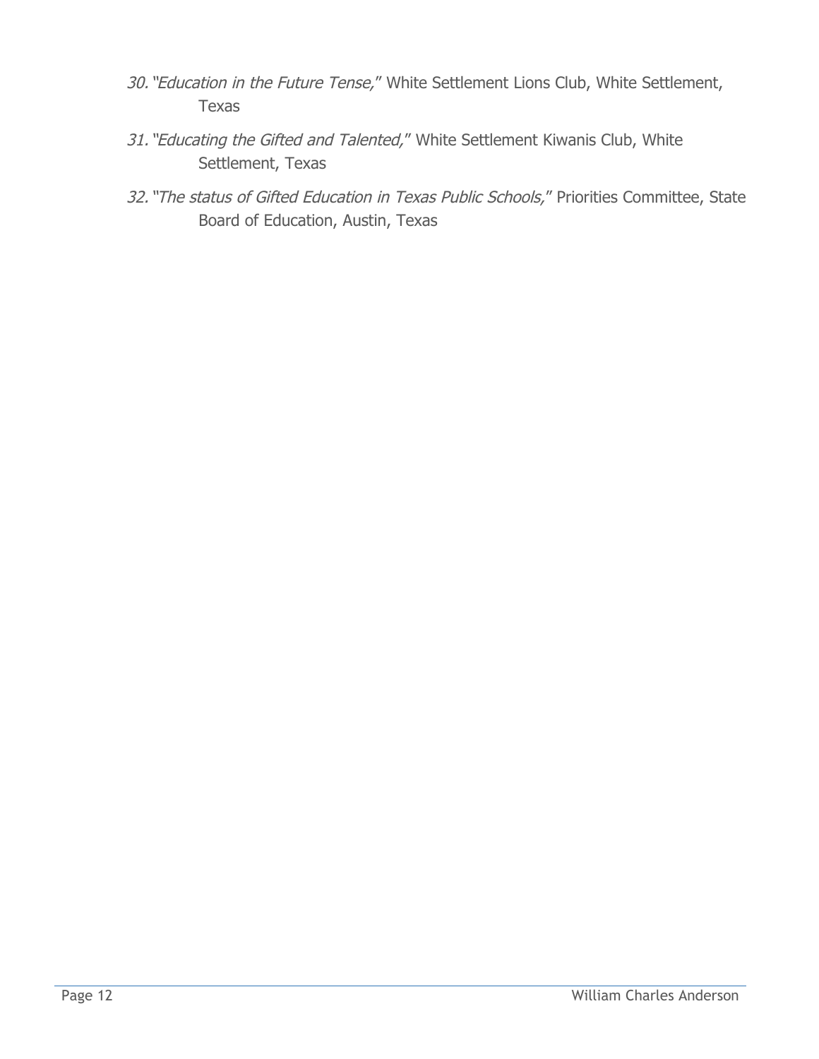30. "*Education in the Future Tense,*" White Settlement Lions Club, White Settlement, Texas
31. "*Educating the Gifted and Talented,*" White Settlement Kiwanis Club, White Settlement, Texas
32. "*The status of Gifted Education in Texas Public Schools,*" Priorities Committee, State Board of Education, Austin, Texas